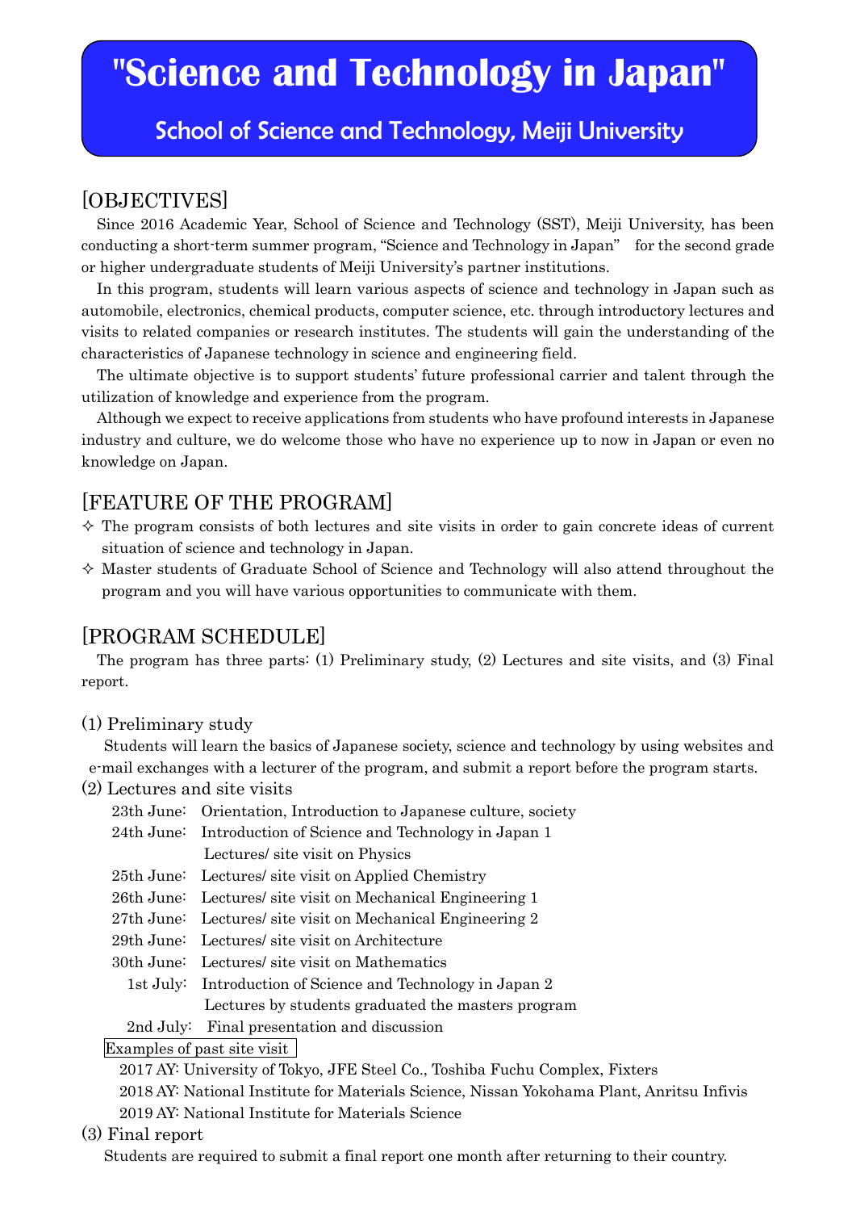# "Science and Technology in Japan"

## School of Science and Technology, Meiji University

## [OBJECTIVES]

Since 2016 Academic Year, School of Science and Technology (SST), Meiji University, has been conducting a short-term summer program, "Science and Technology in Japan" for the second grade or higher undergraduate students of Meiji University's partner institutions.

In this program, students will learn various aspects of science and technology in Japan such as automobile, electronics, chemical products, computer science, etc. through introductory lectures and visits to related companies or research institutes. The students will gain the understanding of the characteristics of Japanese technology in science and engineering field.

The ultimate objective is to support students' future professional carrier and talent through the utilization of knowledge and experience from the program.

Although we expect to receive applications from students who have profound interests in Japanese industry and culture, we do welcome those who have no experience up to now in Japan or even no knowledge on Japan.

## [FEATURE OF THE PROGRAM]

- ✧ The program consists of both lectures and site visits in order to gain concrete ideas of current situation of science and technology in Japan.
- ✧ Master students of Graduate School of Science and Technology will also attend throughout the program and you will have various opportunities to communicate with them.

## [PROGRAM SCHEDULE]

The program has three parts: (1) Preliminary study, (2) Lectures and site visits, and (3) Final report.

### (1) Preliminary study

Students will learn the basics of Japanese society, science and technology by using websites and e-mail exchanges with a lecturer of the program, and submit a report before the program starts.

### (2) Lectures and site visits

- 23th June: Orientation, Introduction to Japanese culture, society
- 24th June: Introduction of Science and Technology in Japan 1  
  Lectures/ site visit on Physics
- 25th June: Lectures/ site visit on Applied Chemistry
- 26th June: Lectures/ site visit on Mechanical Engineering 1
- 27th June: Lectures/ site visit on Mechanical Engineering 2
- 29th June: Lectures/ site visit on Architecture
- 30th June: Lectures/ site visit on Mathematics
- 1st July: Introduction of Science and Technology in Japan 2  
  Lectures by students graduated the masters program
- 2nd July: Final presentation and discussion

Examples of past site visit

- 2017 AY: University of Tokyo, JFE Steel Co., Toshiba Fuchu Complex, Fixters
- 2018 AY: National Institute for Materials Science, Nissan Yokohama Plant, Anritsu Infivis
- 2019 AY: National Institute for Materials Science

### (3) Final report

Students are required to submit a final report one month after returning to their country.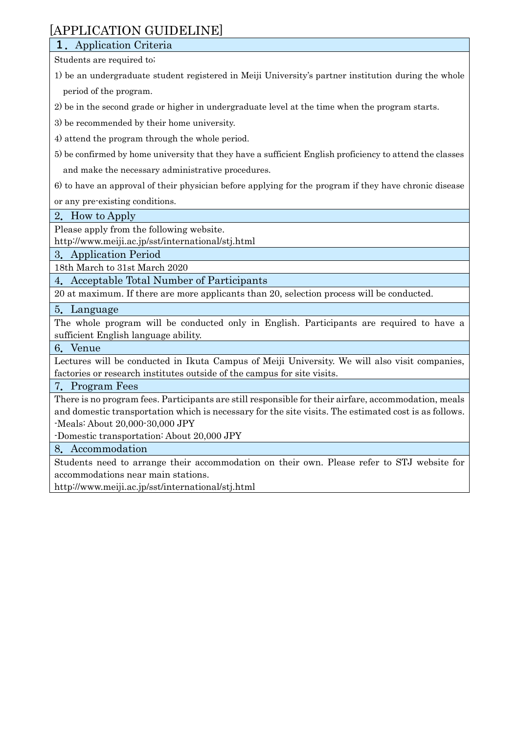# [APPLICATION GUIDELINE]

## １．Application Criteria

Students are required to;

1) be an undergraduate student registered in Meiji University's partner institution during the whole period of the program.

2) be in the second grade or higher in undergraduate level at the time when the program starts.

3) be recommended by their home university.

4) attend the program through the whole period.

5) be confirmed by home university that they have a sufficient English proficiency to attend the classes and make the necessary administrative procedures.

6) to have an approval of their physician before applying for the program if they have chronic disease or any pre-existing conditions.

## 2．How to Apply

Please apply from the following website.
http://www.meiji.ac.jp/sst/international/stj.html

## 3．Application Period

18th March to 31st March 2020

## 4．Acceptable Total Number of Participants

20 at maximum. If there are more applicants than 20, selection process will be conducted.

## 5．Language

The whole program will be conducted only in English. Participants are required to have a sufficient English language ability.

## 6．Venue

Lectures will be conducted in Ikuta Campus of Meiji University. We will also visit companies, factories or research institutes outside of the campus for site visits.

## 7．Program Fees

There is no program fees. Participants are still responsible for their airfare, accommodation, meals and domestic transportation which is necessary for the site visits. The estimated cost is as follows.

-Meals: About 20,000-30,000 JPY

-Domestic transportation: About 20,000 JPY

## 8．Accommodation

Students need to arrange their accommodation on their own. Please refer to STJ website for accommodations near main stations.
http://www.meiji.ac.jp/sst/international/stj.html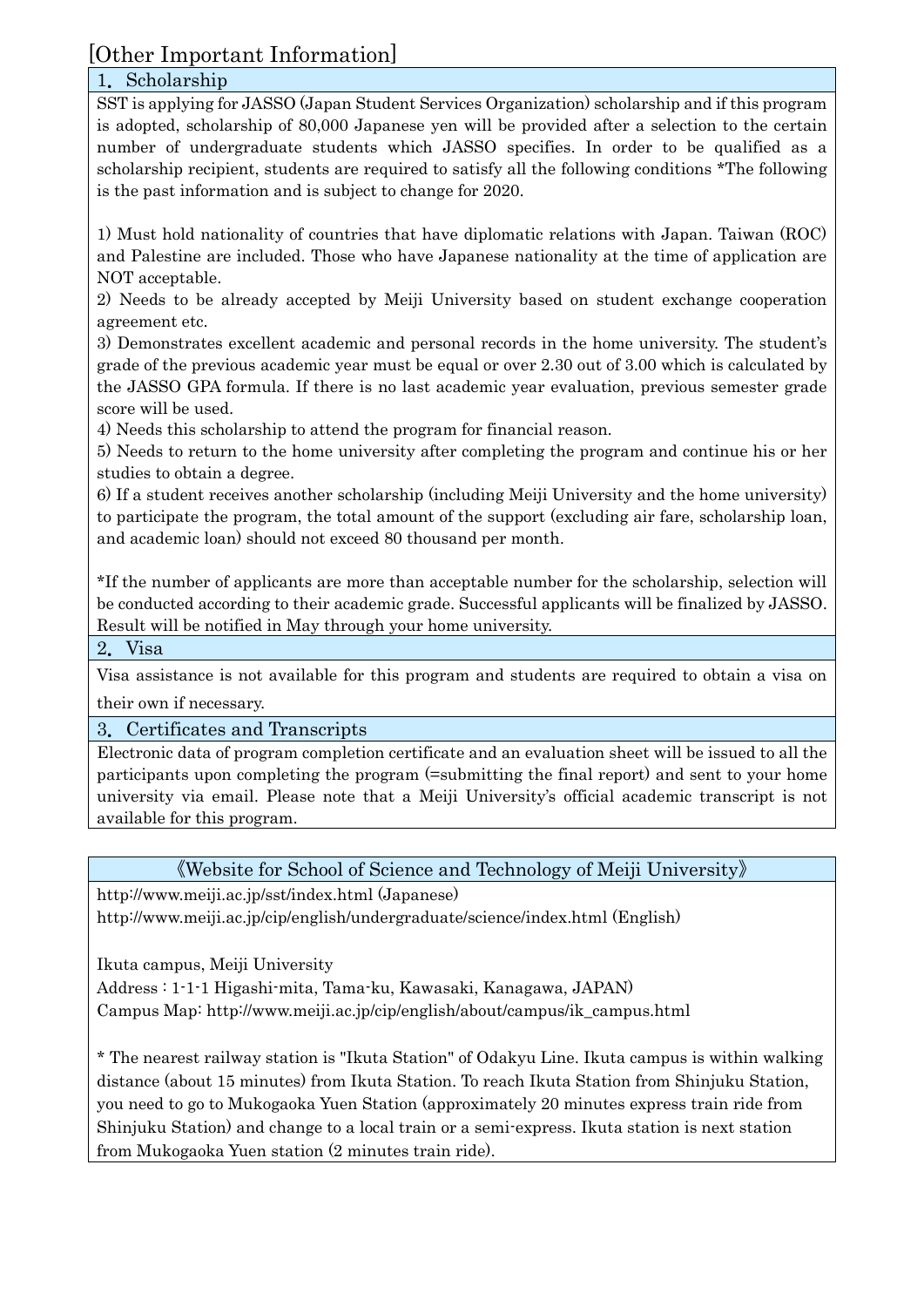# [Other Important Information]

## 1. Scholarship

SST is applying for JASSO (Japan Student Services Organization) scholarship and if this program is adopted, scholarship of 80,000 Japanese yen will be provided after a selection to the certain number of undergraduate students which JASSO specifies. In order to be qualified as a scholarship recipient, students are required to satisfy all the following conditions *The following is the past information and is subject to change for 2020.

1) Must hold nationality of countries that have diplomatic relations with Japan. Taiwan (ROC) and Palestine are included. Those who have Japanese nationality at the time of application are NOT acceptable.
2) Needs to be already accepted by Meiji University based on student exchange cooperation agreement etc.
3) Demonstrates excellent academic and personal records in the home university. The student's grade of the previous academic year must be equal or over 2.30 out of 3.00 which is calculated by the JASSO GPA formula. If there is no last academic year evaluation, previous semester grade score will be used.
4) Needs this scholarship to attend the program for financial reason.
5) Needs to return to the home university after completing the program and continue his or her studies to obtain a degree.
6) If a student receives another scholarship (including Meiji University and the home university) to participate the program, the total amount of the support (excluding air fare, scholarship loan, and academic loan) should not exceed 80 thousand per month.

*If the number of applicants are more than acceptable number for the scholarship, selection will be conducted according to their academic grade. Successful applicants will be finalized by JASSO. Result will be notified in May through your home university.

## 2. Visa

Visa assistance is not available for this program and students are required to obtain a visa on their own if necessary.

## 3. Certificates and Transcripts

Electronic data of program completion certificate and an evaluation sheet will be issued to all the participants upon completing the program (=submitting the final report) and sent to your home university via email. Please note that a Meiji University's official academic transcript is not available for this program.

## 《Website for School of Science and Technology of Meiji University》

http://www.meiji.ac.jp/sst/index.html (Japanese)
http://www.meiji.ac.jp/cip/english/undergraduate/science/index.html (English)

Ikuta campus, Meiji University
Address : 1-1-1 Higashi-mita, Tama-ku, Kawasaki, Kanagawa, JAPAN)
Campus Map: http://www.meiji.ac.jp/cip/english/about/campus/ik_campus.html

* The nearest railway station is "Ikuta Station" of Odakyu Line. Ikuta campus is within walking distance (about 15 minutes) from Ikuta Station. To reach Ikuta Station from Shinjuku Station, you need to go to Mukogaoka Yuen Station (approximately 20 minutes express train ride from Shinjuku Station) and change to a local train or a semi-express. Ikuta station is next station from Mukogaoka Yuen station (2 minutes train ride).